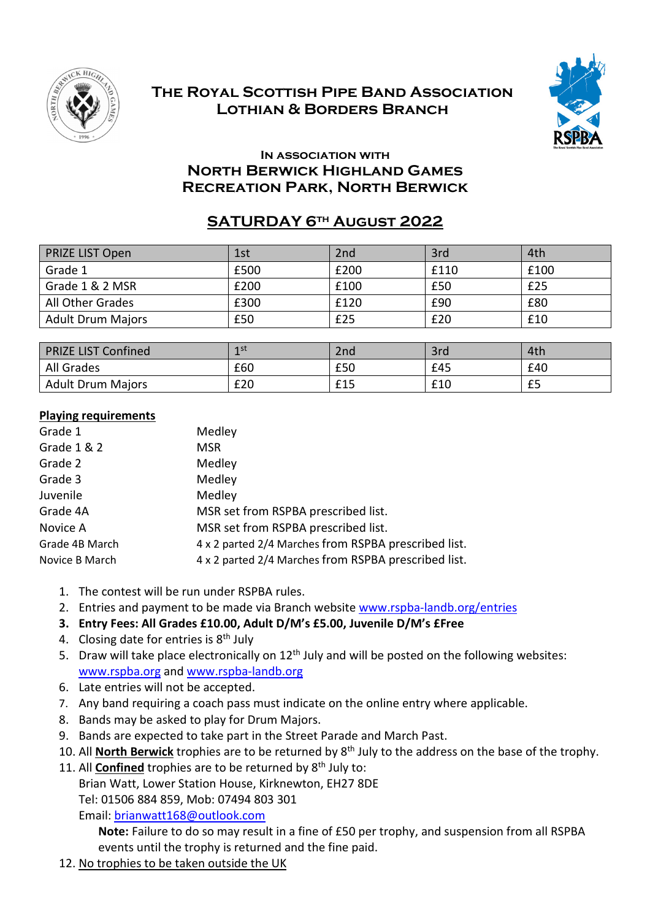# The Royal Scottish Pipe Band Association
# Lothian & Borders Branch

### In association with
## North Berwick Highland Games
## Recreation Park, North Berwick

## SATURDAY 6TH AUGUST 2022

| PRIZE LIST Open | 1st | 2nd | 3rd | 4th |
|---|---|---|---|---|
| Grade 1 | £500 | £200 | £110 | £100 |
| Grade 1 & 2 MSR | £200 | £100 | £50 | £25 |
| All Other Grades | £300 | £120 | £90 | £80 |
| Adult Drum Majors | £50 | £25 | £20 | £10 |

| PRIZE LIST Confined | 1st | 2nd | 3rd | 4th |
|---|---|---|---|---|
| All Grades | £60 | £50 | £45 | £40 |
| Adult Drum Majors | £20 | £15 | £10 | £5 |

**Playing requirements**

| | |
|---|---|
| Grade 1 | Medley |
| Grade 1 & 2 | MSR |
| Grade 2 | Medley |
| Grade 3 | Medley |
| Juvenile | Medley |
| Grade 4A | MSR set from RSPBA prescribed list. |
| Novice A | MSR set from RSPBA prescribed list. |
| Grade 4B March | 4 x 2 parted 2/4 Marches from RSPBA prescribed list. |
| Novice B March | 4 x 2 parted 2/4 Marches from RSPBA prescribed list. |

1. The contest will be run under RSPBA rules.
2. Entries and payment to be made via Branch website www.rspba-landb.org/entries
3. **Entry Fees: All Grades £10.00, Adult D/M's £5.00, Juvenile D/M's £Free**
4. Closing date for entries is 8th July
5. Draw will take place electronically on 12th July and will be posted on the following websites: www.rspba.org and www.rspba-landb.org
6. Late entries will not be accepted.
7. Any band requiring a coach pass must indicate on the online entry where applicable.
8. Bands may be asked to play for Drum Majors.
9. Bands are expected to take part in the Street Parade and March Past.
10. All **North Berwick** trophies are to be returned by 8th July to the address on the base of the trophy.
11. All **Confined** trophies are to be returned by 8th July to:
    Brian Watt, Lower Station House, Kirknewton, EH27 8DE
    Tel: 01506 884 859, Mob: 07494 803 301
    Email: brianwatt168@outlook.com
    **Note:** Failure to do so may result in a fine of £50 per trophy, and suspension from all RSPBA events until the trophy is returned and the fine paid.
12. No trophies to be taken outside the UK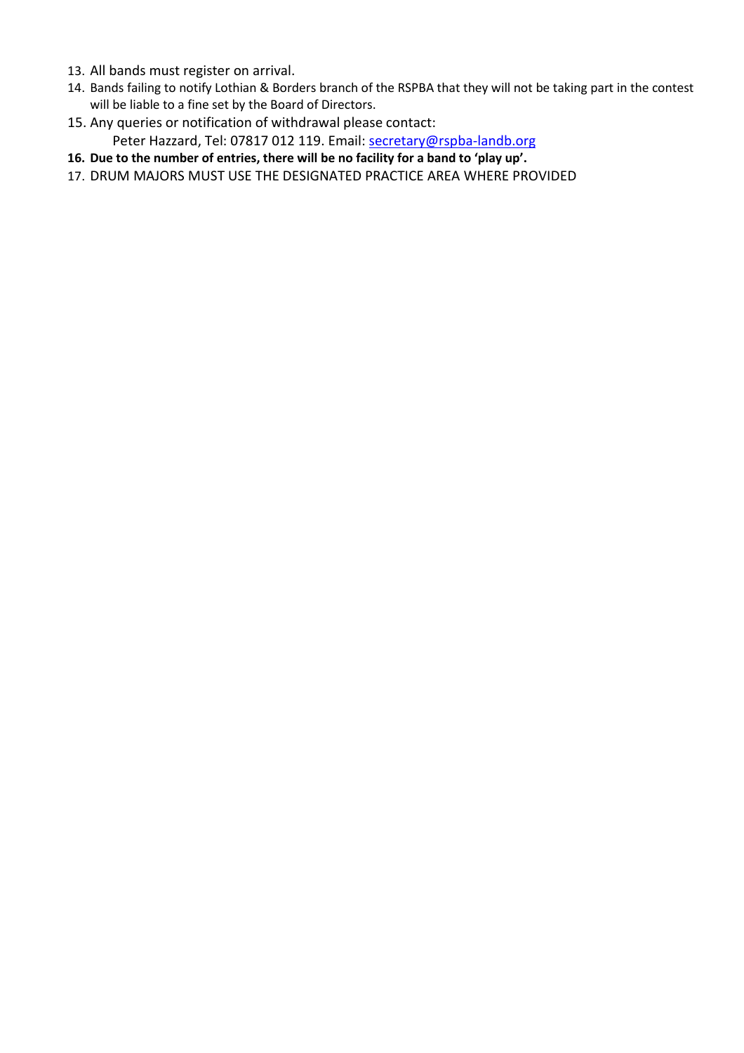13. All bands must register on arrival.
14. Bands failing to notify Lothian & Borders branch of the RSPBA that they will not be taking part in the contest will be liable to a fine set by the Board of Directors.
15. Any queries or notification of withdrawal please contact:
    Peter Hazzard, Tel: 07817 012 119. Email: secretary@rspba-landb.org
16. **Due to the number of entries, there will be no facility for a band to 'play up'.**
17. DRUM MAJORS MUST USE THE DESIGNATED PRACTICE AREA WHERE PROVIDED